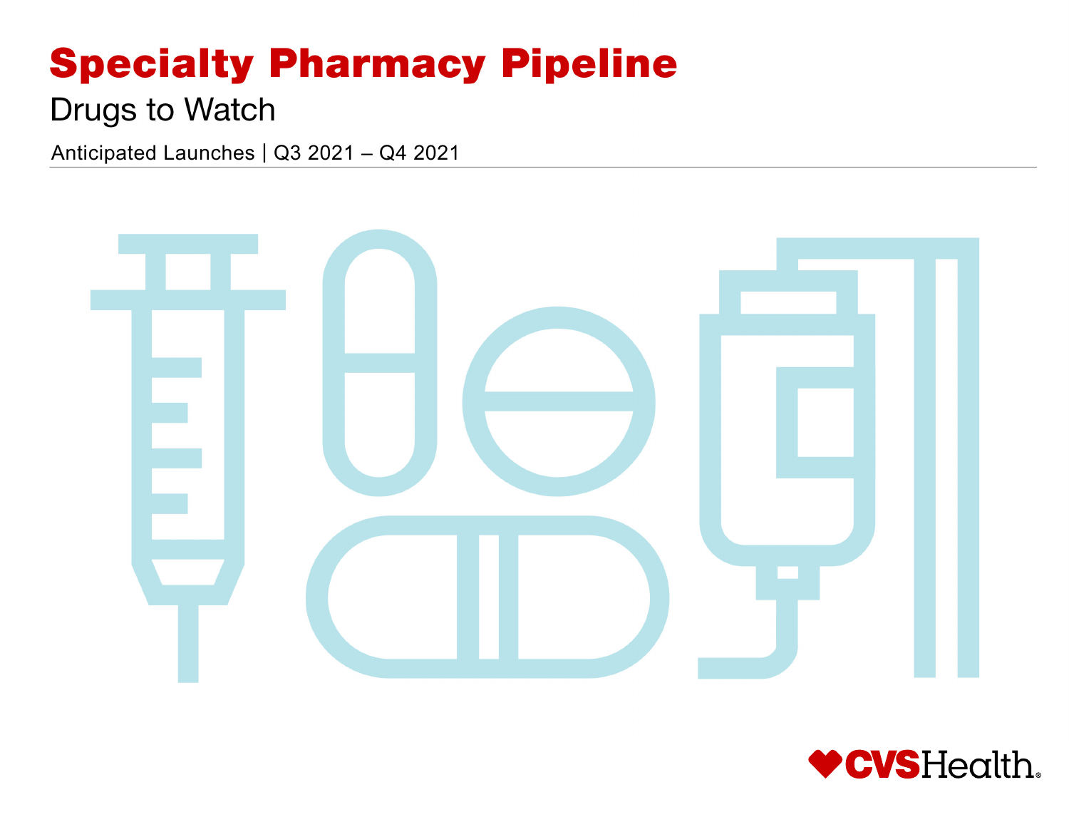# Specialty Pharmacy Pipeline

## Drugs to Watch

Anticipated Launches | Q3 2021 – Q4 2021

CVSHealth.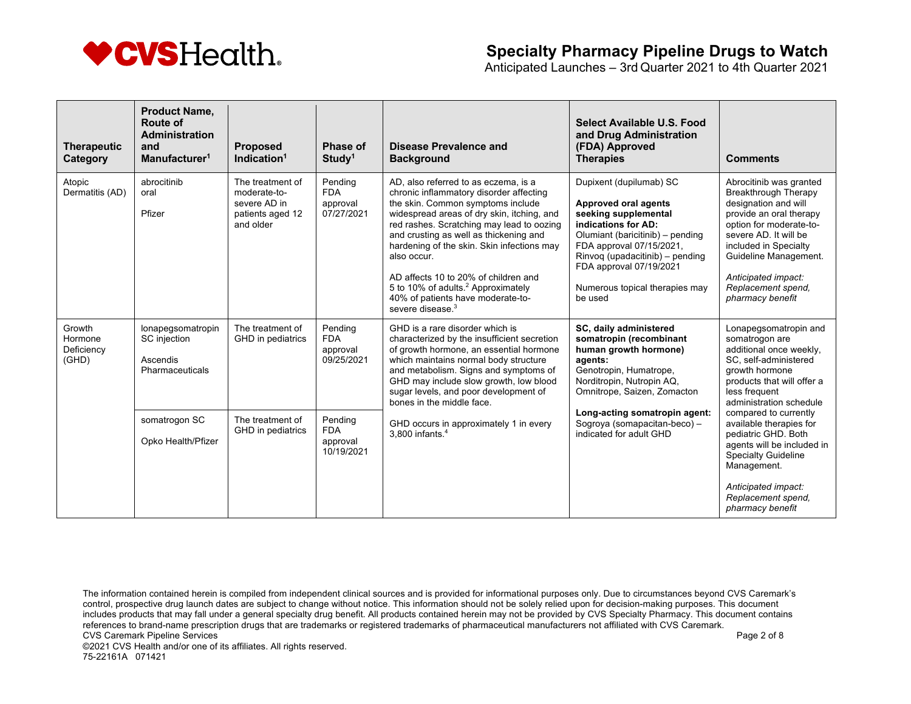| Therapeutic Category | Product Name, Route of Administration and Manufacturer[1] | Proposed Indication[1] | Phase of Study[1] | Disease Prevalence and Background | Select Available U.S. Food and Drug Administration (FDA) Approved Therapies | Comments |
|---|---|---|---|---|---|---|
| Atopic Dermatitis (AD) | abrocitinib<br>oral<br><br>Pfizer | The treatment of moderate-to-severe AD in patients aged 12 and older | Pending FDA approval 07/27/2021 | AD, also referred to as eczema, is a chronic inflammatory disorder affecting the skin. Common symptoms include widespread areas of dry skin, itching, and red rashes. Scratching may lead to oozing and crusting as well as thickening and hardening of the skin. Skin infections may also occur.<br><br>AD affects 10 to 20% of children and 5 to 10% of adults.[2] Approximately 40% of patients have moderate-to-severe disease.[3] | Dupixent (dupilumab) SC<br><br>**Approved oral agents seeking supplemental indications for AD:**<br>Olumiant (baricitinib) – pending FDA approval 07/15/2021,<br>Rinvoq (upadacitinib) – pending FDA approval 07/19/2021<br><br>Numerous topical therapies may be used | Abrocitinib was granted Breakthrough Therapy designation and will provide an oral therapy option for moderate-to-severe AD. It will be included in Specialty Guideline Management.<br><br>*Anticipated impact: Replacement spend, pharmacy benefit* |
| Growth Hormone Deficiency (GHD) | lonapegsomatropin<br>SC injection<br><br>Ascendis Pharmaceuticals | The treatment of GHD in pediatrics | Pending FDA approval 09/25/2021 | GHD is a rare disorder which is characterized by the insufficient secretion of growth hormone, an essential hormone which maintains normal body structure and metabolism. Signs and symptoms of GHD may include slow growth, low blood sugar levels, and poor development of bones in the middle face.<br><br>GHD occurs in approximately 1 in every 3,800 infants.[4] | **SC, daily administered somatropin (recombinant human growth hormone) agents:**<br>Genotropin, Humatrope, Norditropin, Nutropin AQ, Omnitrope, Saizen, Zomacton<br><br>**Long-acting somatropin agent:**<br>Sogroya (somapacitan-beco) – indicated for adult GHD | Lonapegsomatropin and somatrogon are additional once weekly, SC, self-administered growth hormone products that will offer a less frequent administration schedule compared to currently available therapies for pediatric GHD. Both agents will be included in Specialty Guideline Management.<br><br>*Anticipated impact: Replacement spend, pharmacy benefit* |
| | somatrogon SC<br><br>Opko Health/Pfizer | The treatment of GHD in pediatrics | Pending FDA approval 10/19/2021 | | | |

The information contained herein is compiled from independent clinical sources and is provided for informational purposes only. Due to circumstances beyond CVS Caremark's control, prospective drug launch dates are subject to change without notice. This information should not be solely relied upon for decision-making purposes. This document includes products that may fall under a general specialty drug benefit. All products contained herein may not be provided by CVS Specialty Pharmacy. This document contains references to brand-name prescription drugs that are trademarks or registered trademarks of pharmaceutical manufacturers not affiliated with CVS Caremark.
CVS Caremark Pipeline Services
©2021 CVS Health and/or one of its affiliates. All rights reserved.
75-22161A 071421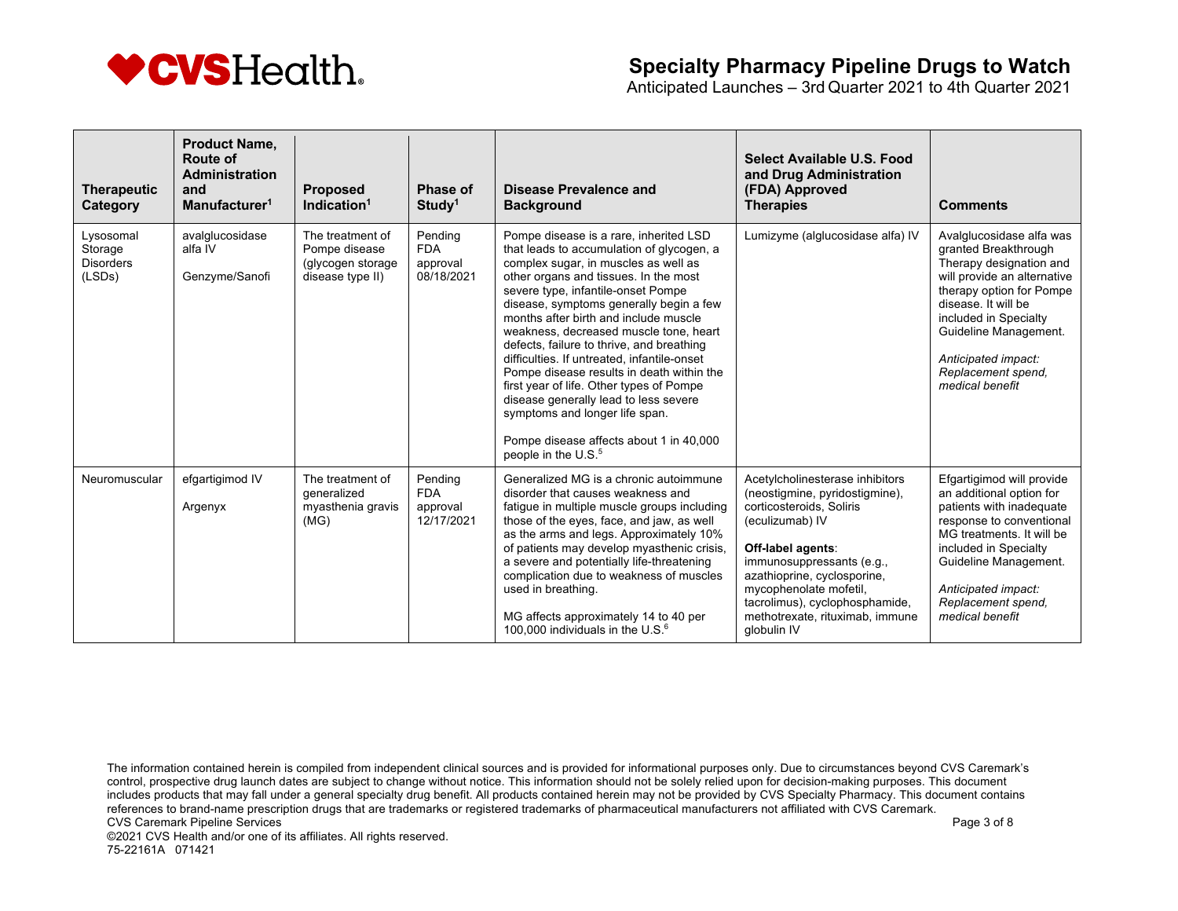# Specialty Pharmacy Pipeline Drugs to Watch

Anticipated Launches – 3rd Quarter 2021 to 4th Quarter 2021

| Therapeutic Category | Product Name, Route of Administration and Manufacturer[1] | Proposed Indication[1] | Phase of Study[1] | Disease Prevalence and Background | Select Available U.S. Food and Drug Administration (FDA) Approved Therapies | Comments |
|---|---|---|---|---|---|---|
| Lysosomal Storage Disorders (LSDs) | avalglucosidase alfa IV<br><br>Genzyme/Sanofi | The treatment of Pompe disease (glycogen storage disease type II) | Pending FDA approval 08/18/2021 | Pompe disease is a rare, inherited LSD that leads to accumulation of glycogen, a complex sugar, in muscles as well as other organs and tissues. In the most severe type, infantile-onset Pompe disease, symptoms generally begin a few months after birth and include muscle weakness, decreased muscle tone, heart defects, failure to thrive, and breathing difficulties. If untreated, infantile-onset Pompe disease results in death within the first year of life. Other types of Pompe disease generally lead to less severe symptoms and longer life span.<br><br>Pompe disease affects about 1 in 40,000 people in the U.S.[5] | Lumizyme (alglucosidase alfa) IV | Avalglucosidase alfa was granted Breakthrough Therapy designation and will provide an alternative therapy option for Pompe disease. It will be included in Specialty Guideline Management.<br><br>*Anticipated impact: Replacement spend, medical benefit* |
| Neuromuscular | efgartigimod IV<br><br>Argenyx | The treatment of generalized myasthenia gravis (MG) | Pending FDA approval 12/17/2021 | Generalized MG is a chronic autoimmune disorder that causes weakness and fatigue in multiple muscle groups including those of the eyes, face, and jaw, as well as the arms and legs. Approximately 10% of patients may develop myasthenic crisis, a severe and potentially life-threatening complication due to weakness of muscles used in breathing.<br><br>MG affects approximately 14 to 40 per 100,000 individuals in the U.S.[6] | Acetylcholinesterase inhibitors (neostigmine, pyridostigmine), corticosteroids, Soliris (eculizumab) IV<br><br>**Off-label agents**: immunosuppressants (e.g., azathioprine, cyclosporine, mycophenolate mofetil, tacrolimus), cyclophosphamide, methotrexate, rituximab, immune globulin IV | Efgartigimod will provide an additional option for patients with inadequate response to conventional MG treatments. It will be included in Specialty Guideline Management.<br><br>*Anticipated impact: Replacement spend, medical benefit* |

The information contained herein is compiled from independent clinical sources and is provided for informational purposes only. Due to circumstances beyond CVS Caremark's control, prospective drug launch dates are subject to change without notice. This information should not be solely relied upon for decision-making purposes. This document includes products that may fall under a general specialty drug benefit. All products contained herein may not be provided by CVS Specialty Pharmacy. This document contains references to brand-name prescription drugs that are trademarks or registered trademarks of pharmaceutical manufacturers not affiliated with CVS Caremark.
CVS Caremark Pipeline Services
©2021 CVS Health and/or one of its affiliates. All rights reserved.
75-22161A 071421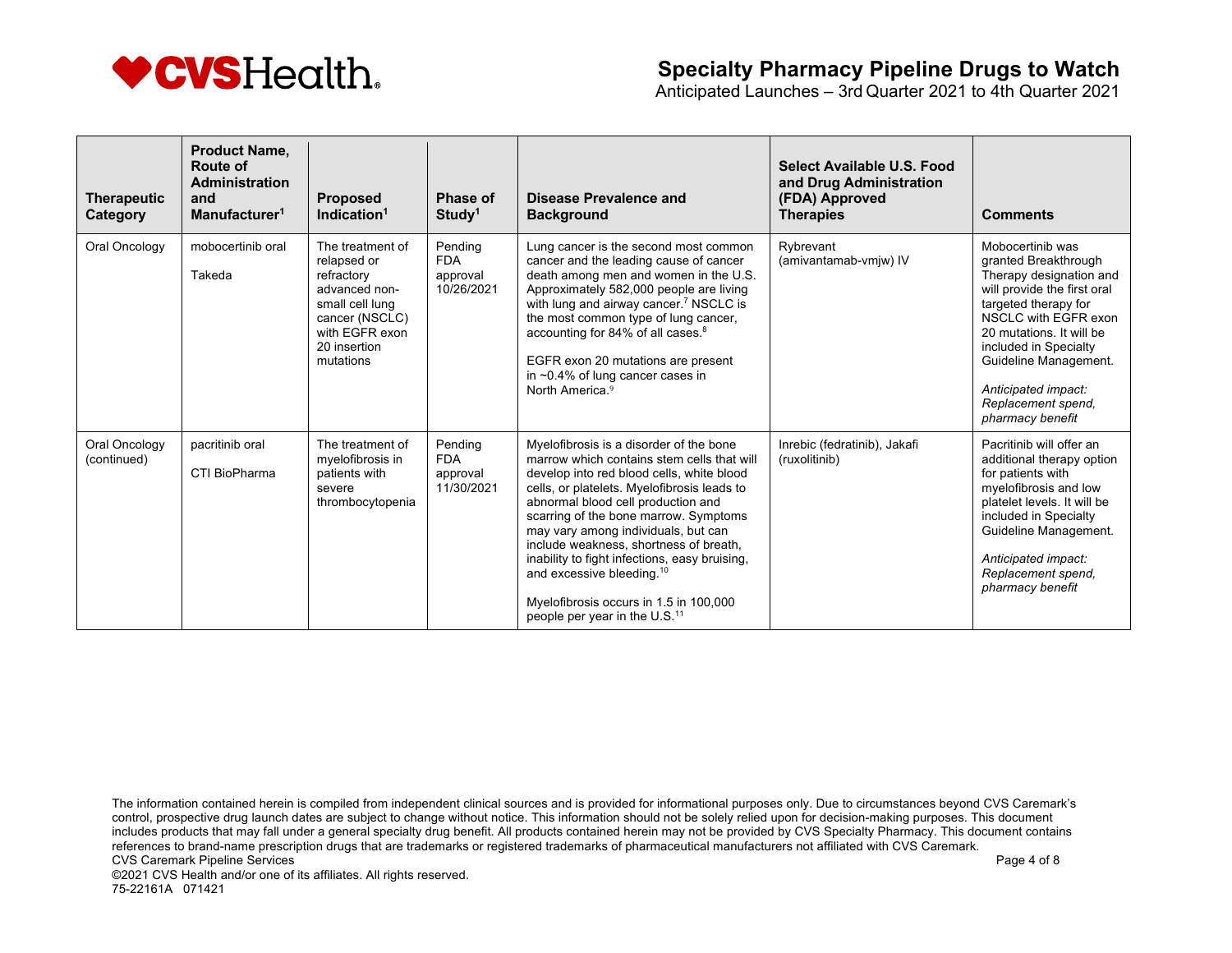# Specialty Pharmacy Pipeline Drugs to Watch

Anticipated Launches – 3rd Quarter 2021 to 4th Quarter 2021

| Therapeutic Category | Product Name, Route of Administration and Manufacturer[1] | Proposed Indication[1] | Phase of Study[1] | Disease Prevalence and Background | Select Available U.S. Food and Drug Administration (FDA) Approved Therapies | Comments |
|---|---|---|---|---|---|---|
| Oral Oncology | mobocertinib oral<br><br>Takeda | The treatment of relapsed or refractory advanced non-small cell lung cancer (NSCLC) with EGFR exon 20 insertion mutations | Pending FDA approval 10/26/2021 | Lung cancer is the second most common cancer and the leading cause of cancer death among men and women in the U.S. Approximately 582,000 people are living with lung and airway cancer.[7] NSCLC is the most common type of lung cancer, accounting for 84% of all cases.[8]<br><br>EGFR exon 20 mutations are present in ~0.4% of lung cancer cases in North America.[9] | Rybrevant (amivantamab-vmjw) IV | Mobocertinib was granted Breakthrough Therapy designation and will provide the first oral targeted therapy for NSCLC with EGFR exon 20 mutations. It will be included in Specialty Guideline Management.<br><br>*Anticipated impact: Replacement spend, pharmacy benefit* |
| Oral Oncology (continued) | pacritinib oral<br><br>CTI BioPharma | The treatment of myelofibrosis in patients with severe thrombocytopenia | Pending FDA approval 11/30/2021 | Myelofibrosis is a disorder of the bone marrow which contains stem cells that will develop into red blood cells, white blood cells, or platelets. Myelofibrosis leads to abnormal blood cell production and scarring of the bone marrow. Symptoms may vary among individuals, but can include weakness, shortness of breath, inability to fight infections, easy bruising, and excessive bleeding.[10]<br><br>Myelofibrosis occurs in 1.5 in 100,000 people per year in the U.S.[11] | Inrebic (fedratinib), Jakafi (ruxolitinib) | Pacritinib will offer an additional therapy option for patients with myelofibrosis and low platelet levels. It will be included in Specialty Guideline Management.<br><br>*Anticipated impact: Replacement spend, pharmacy benefit* |

The information contained herein is compiled from independent clinical sources and is provided for informational purposes only. Due to circumstances beyond CVS Caremark's control, prospective drug launch dates are subject to change without notice. This information should not be solely relied upon for decision-making purposes. This document includes products that may fall under a general specialty drug benefit. All products contained herein may not be provided by CVS Specialty Pharmacy. This document contains references to brand-name prescription drugs that are trademarks or registered trademarks of pharmaceutical manufacturers not affiliated with CVS Caremark.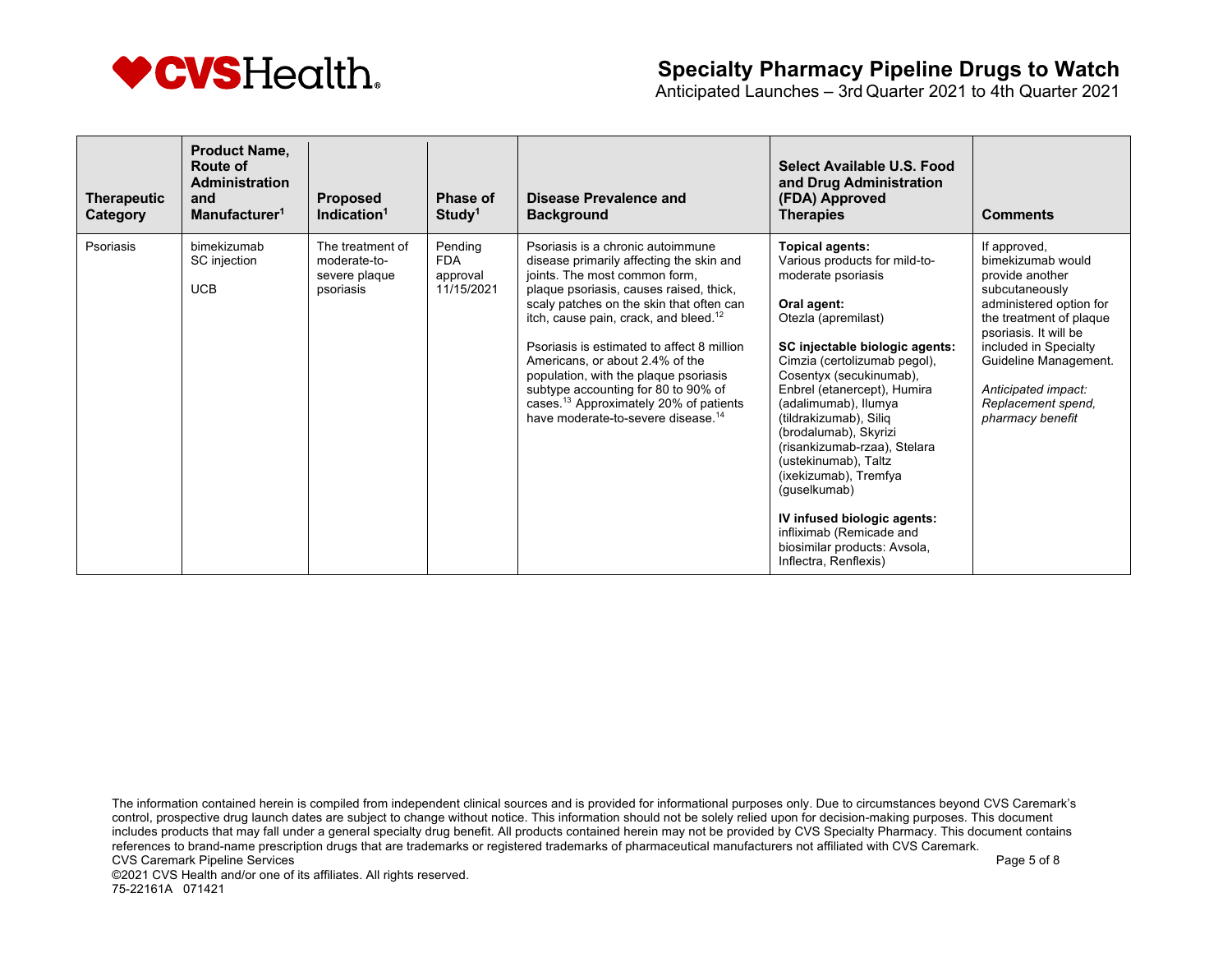| Therapeutic Category | Product Name, Route of Administration and Manufacturer[1] | Proposed Indication[1] | Phase of Study[1] | Disease Prevalence and Background | Select Available U.S. Food and Drug Administration (FDA) Approved Therapies | Comments |
|---|---|---|---|---|---|---|
| Psoriasis | bimekizumab<br>SC injection<br><br>UCB | The treatment of moderate-to-severe plaque psoriasis | Pending FDA approval 11/15/2021 | Psoriasis is a chronic autoimmune disease primarily affecting the skin and joints. The most common form, plaque psoriasis, causes raised, thick, scaly patches on the skin that often can itch, cause pain, crack, and bleed.[12]<br><br>Psoriasis is estimated to affect 8 million Americans, or about 2.4% of the population, with the plaque psoriasis subtype accounting for 80 to 90% of cases.[13] Approximately 20% of patients have moderate-to-severe disease.[14] | **Topical agents:**<br>Various products for mild-to-moderate psoriasis<br><br>**Oral agent:**<br>Otezla (apremilast)<br><br>**SC injectable biologic agents:**<br>Cimzia (certolizumab pegol), Cosentyx (secukinumab), Enbrel (etanercept), Humira (adalimumab), Ilumya (tildrakizumab), Siliq (brodalumab), Skyrizi (risankizumab-rzaa), Stelara (ustekinumab), Taltz (ixekizumab), Tremfya (guselkumab)<br><br>**IV infused biologic agents:**<br>infliximab (Remicade and biosimilar products: Avsola, Inflectra, Renflexis) | If approved, bimekizumab would provide another subcutaneously administered option for the treatment of plaque psoriasis. It will be included in Specialty Guideline Management.<br><br>*Anticipated impact: Replacement spend, pharmacy benefit* |

The information contained herein is compiled from independent clinical sources and is provided for informational purposes only. Due to circumstances beyond CVS Caremark's control, prospective drug launch dates are subject to change without notice. This information should not be solely relied upon for decision-making purposes. This document includes products that may fall under a general specialty drug benefit. All products contained herein may not be provided by CVS Specialty Pharmacy. This document contains references to brand-name prescription drugs that are trademarks or registered trademarks of pharmaceutical manufacturers not affiliated with CVS Caremark.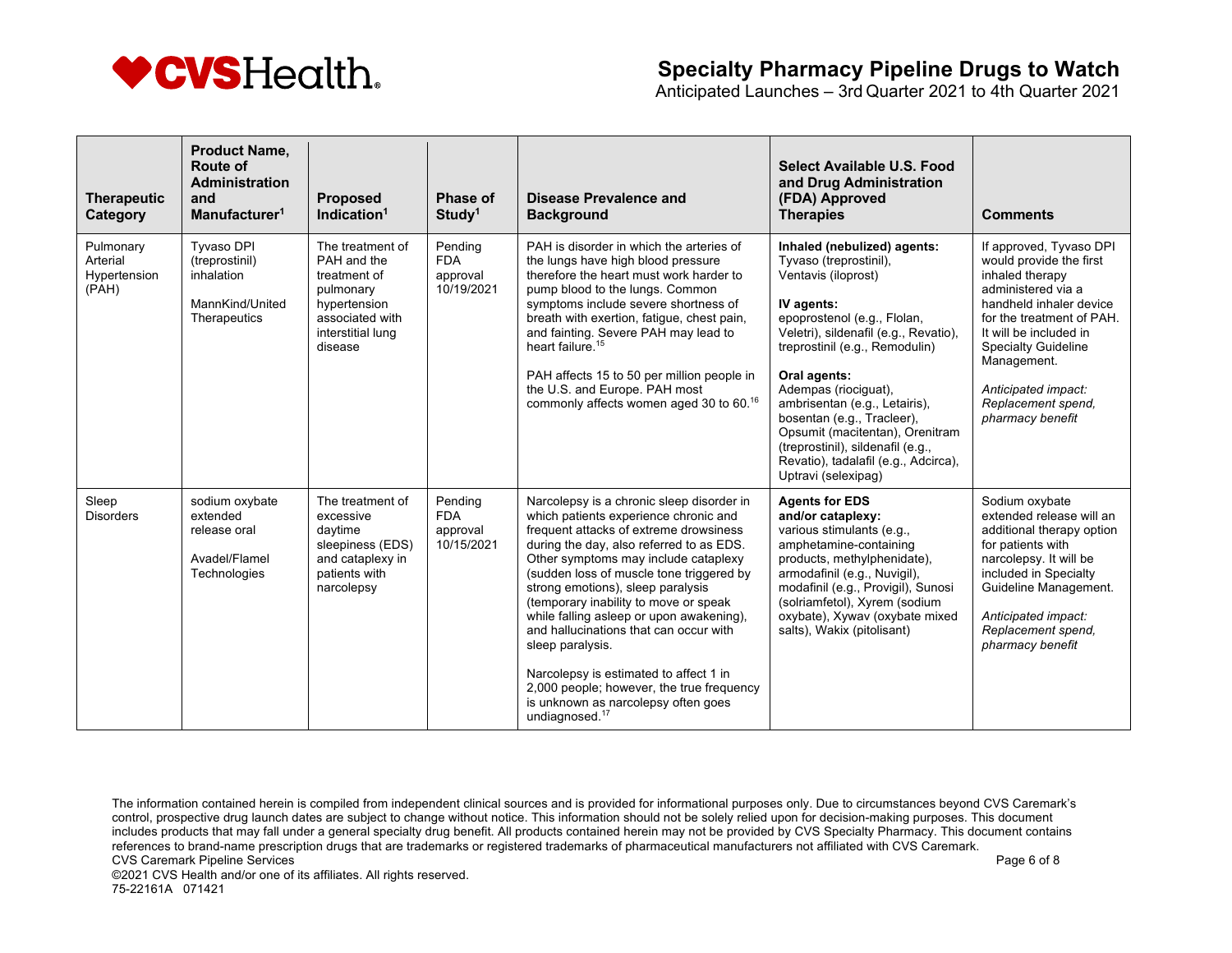# Specialty Pharmacy Pipeline Drugs to Watch

Anticipated Launches – 3rd Quarter 2021 to 4th Quarter 2021

| Therapeutic Category | Product Name, Route of Administration and Manufacturer[1] | Proposed Indication[1] | Phase of Study[1] | Disease Prevalence and Background | Select Available U.S. Food and Drug Administration (FDA) Approved Therapies | Comments |
|---|---|---|---|---|---|---|
| Pulmonary Arterial Hypertension (PAH) | Tyvaso DPI (treprostinil) inhalation<br><br>MannKind/United Therapeutics | The treatment of PAH and the treatment of pulmonary hypertension associated with interstitial lung disease | Pending FDA approval 10/19/2021 | PAH is disorder in which the arteries of the lungs have high blood pressure therefore the heart must work harder to pump blood to the lungs. Common symptoms include severe shortness of breath with exertion, fatigue, chest pain, and fainting. Severe PAH may lead to heart failure.[15]<br><br>PAH affects 15 to 50 per million people in the U.S. and Europe. PAH most commonly affects women aged 30 to 60.[16] | **Inhaled (nebulized) agents:** Tyvaso (treprostinil), Ventavis (iloprost)<br><br>**IV agents:** epoprostenol (e.g., Flolan, Veletri), sildenafil (e.g., Revatio), treprostinil (e.g., Remodulin)<br><br>**Oral agents:** Adempas (riociguat), ambrisentan (e.g., Letairis), bosentan (e.g., Tracleer), Opsumit (macitentan), Orenitram (treprostinil), sildenafil (e.g., Revatio), tadalafil (e.g., Adcirca), Uptravi (selexipag) | If approved, Tyvaso DPI would provide the first inhaled therapy administered via a handheld inhaler device for the treatment of PAH. It will be included in Specialty Guideline Management.<br><br>*Anticipated impact: Replacement spend, pharmacy benefit* |
| Sleep Disorders | sodium oxybate extended release oral<br><br>Avadel/Flamel Technologies | The treatment of excessive daytime sleepiness (EDS) and cataplexy in patients with narcolepsy | Pending FDA approval 10/15/2021 | Narcolepsy is a chronic sleep disorder in which patients experience chronic and frequent attacks of extreme drowsiness during the day, also referred to as EDS. Other symptoms may include cataplexy (sudden loss of muscle tone triggered by strong emotions), sleep paralysis (temporary inability to move or speak while falling asleep or upon awakening), and hallucinations that can occur with sleep paralysis.<br><br>Narcolepsy is estimated to affect 1 in 2,000 people; however, the true frequency is unknown as narcolepsy often goes undiagnosed.[17] | **Agents for EDS and/or cataplexy:** various stimulants (e.g., amphetamine-containing products, methylphenidate), armodafinil (e.g., Nuvigil), modafinil (e.g., Provigil), Sunosi (solriamfetol), Xyrem (sodium oxybate), Xywav (oxybate mixed salts), Wakix (pitolisant) | Sodium oxybate extended release will an additional therapy option for patients with narcolepsy. It will be included in Specialty Guideline Management.<br><br>*Anticipated impact: Replacement spend, pharmacy benefit* |

The information contained herein is compiled from independent clinical sources and is provided for informational purposes only. Due to circumstances beyond CVS Caremark's control, prospective drug launch dates are subject to change without notice. This information should not be solely relied upon for decision-making purposes. This document includes products that may fall under a general specialty drug benefit. All products contained herein may not be provided by CVS Specialty Pharmacy. This document contains references to brand-name prescription drugs that are trademarks or registered trademarks of pharmaceutical manufacturers not affiliated with CVS Caremark.

CVS Caremark Pipeline Services

©2021 CVS Health and/or one of its affiliates. All rights reserved.

75-22161A 071421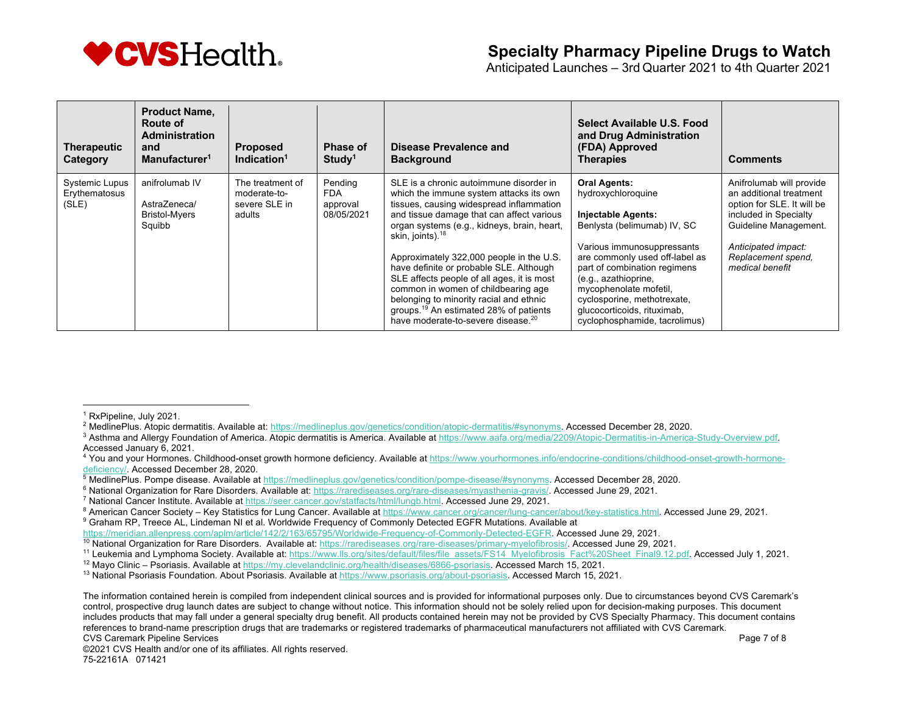# Specialty Pharmacy Pipeline Drugs to Watch

Anticipated Launches – 3rd Quarter 2021 to 4th Quarter 2021

| Therapeutic Category | Product Name, Route of Administration and Manufacturer[1] | Proposed Indication[1] | Phase of Study[1] | Disease Prevalence and Background | Select Available U.S. Food and Drug Administration (FDA) Approved Therapies | Comments |
|---|---|---|---|---|---|---|
| Systemic Lupus Erythematosus (SLE) | anifrolumab IV<br><br>AstraZeneca/ Bristol-Myers Squibb | The treatment of moderate-to-severe SLE in adults | Pending FDA approval 08/05/2021 | SLE is a chronic autoimmune disorder in which the immune system attacks its own tissues, causing widespread inflammation and tissue damage that can affect various organ systems (e.g., kidneys, brain, heart, skin, joints).[18]<br><br>Approximately 322,000 people in the U.S. have definite or probable SLE. Although SLE affects people of all ages, it is most common in women of childbearing age belonging to minority racial and ethnic groups.[19] An estimated 28% of patients have moderate-to-severe disease.[20] | **Oral Agents:** hydroxychloroquine<br><br>**Injectable Agents:** Benlysta (belimumab) IV, SC<br><br>Various immunosuppressants are commonly used off-label as part of combination regimens (e.g., azathioprine, mycophenolate mofetil, cyclosporine, methotrexate, glucocorticoids, rituximab, cyclophosphamide, tacrolimus) | Anifrolumab will provide an additional treatment option for SLE. It will be included in Specialty Guideline Management.<br><br>*Anticipated impact: Replacement spend, medical benefit* |

---

[1] RxPipeline, July 2021.

[2] MedlinePlus. Atopic dermatitis. Available at: https://medlineplus.gov/genetics/condition/atopic-dermatitis/#synonyms. Accessed December 28, 2020.

[3] Asthma and Allergy Foundation of America. Atopic dermatitis is America. Available at https://www.aafa.org/media/2209/Atopic-Dermatitis-in-America-Study-Overview.pdf. Accessed January 6, 2021.

[4] You and your Hormones. Childhood-onset growth hormone deficiency. Available at https://www.yourhormones.info/endocrine-conditions/childhood-onset-growth-hormone-deficiency/. Accessed December 28, 2020.

[5] MedlinePlus. Pompe disease. Available at https://medlineplus.gov/genetics/condition/pompe-disease/#synonyms. Accessed December 28, 2020.

[6] National Organization for Rare Disorders. Available at: https://rarediseases.org/rare-diseases/myasthenia-gravis/. Accessed June 29, 2021.

[7] National Cancer Institute. Available at https://seer.cancer.gov/statfacts/html/lungb.html. Accessed June 29, 2021.

[8] American Cancer Society – Key Statistics for Lung Cancer. Available at https://www.cancer.org/cancer/lung-cancer/about/key-statistics.html. Accessed June 29, 2021.

[9] Graham RP, Treece AL, Lindeman NI et al. Worldwide Frequency of Commonly Detected EGFR Mutations. Available at https://meridian.allenpress.com/aplm/article/142/2/163/65795/Worldwide-Frequency-of-Commonly-Detected-EGFR. Accessed June 29, 2021.

[10] National Organization for Rare Disorders. Available at: https://rarediseases.org/rare-diseases/primary-myelofibrosis/. Accessed June 29, 2021.

[11] Leukemia and Lymphoma Society. Available at: https://www.lls.org/sites/default/files/file_assets/FS14_Myelofibrosis_Fact%20Sheet_Final9.12.pdf. Accessed July 1, 2021.

[12] Mayo Clinic – Psoriasis. Available at https://my.clevelandclinic.org/health/diseases/6866-psoriasis. Accessed March 15, 2021.

[13] National Psoriasis Foundation. About Psoriasis. Available at https://www.psoriasis.org/about-psoriasis. Accessed March 15, 2021.

The information contained herein is compiled from independent clinical sources and is provided for informational purposes only. Due to circumstances beyond CVS Caremark's control, prospective drug launch dates are subject to change without notice. This information should not be solely relied upon for decision-making purposes. This document includes products that may fall under a general specialty drug benefit. All products contained herein may not be provided by CVS Specialty Pharmacy. This document contains references to brand-name prescription drugs that are trademarks or registered trademarks of pharmaceutical manufacturers not affiliated with CVS Caremark.

CVS Caremark Pipeline Services

©2021 CVS Health and/or one of its affiliates. All rights reserved.

75-22161A 071421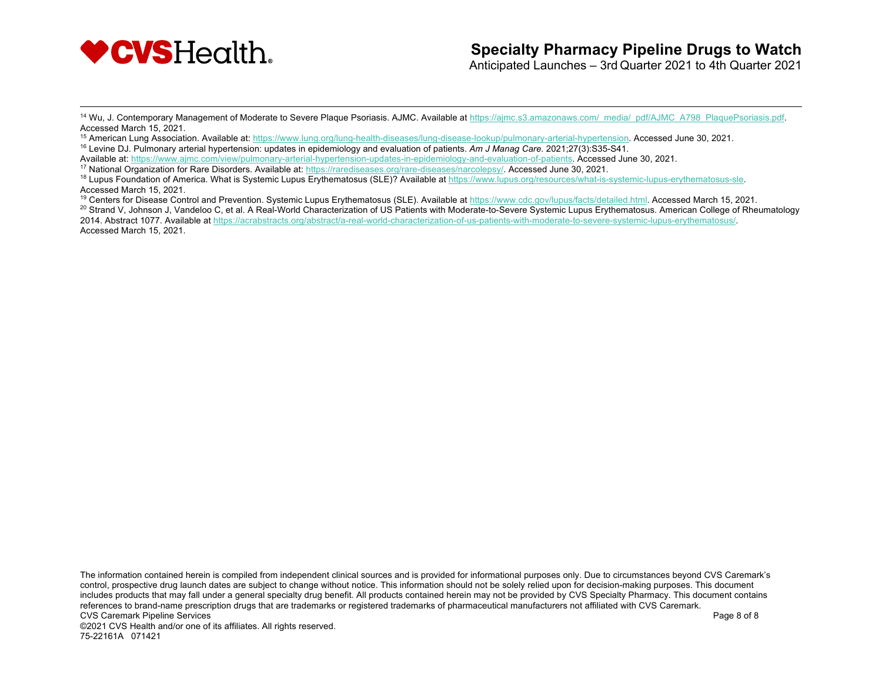[14] Wu, J. Contemporary Management of Moderate to Severe Plaque Psoriasis. AJMC. Available at https://ajmc.s3.amazonaws.com/_media/_pdf/AJMC_A798_PlaquePsoriasis.pdf. Accessed March 15, 2021.

[15] American Lung Association. Available at: https://www.lung.org/lung-health-diseases/lung-disease-lookup/pulmonary-arterial-hypertension. Accessed June 30, 2021.

[16] Levine DJ. Pulmonary arterial hypertension: updates in epidemiology and evaluation of patients. *Am J Manag Care*. 2021;27(3):S35-S41. Available at: https://www.ajmc.com/view/pulmonary-arterial-hypertension-updates-in-epidemiology-and-evaluation-of-patients. Accessed June 30, 2021.

[17] National Organization for Rare Disorders. Available at: https://rarediseases.org/rare-diseases/narcolepsy/. Accessed June 30, 2021.

[18] Lupus Foundation of America. What is Systemic Lupus Erythematosus (SLE)? Available at https://www.lupus.org/resources/what-is-systemic-lupus-erythematosus-sle. Accessed March 15, 2021.

[19] Centers for Disease Control and Prevention. Systemic Lupus Erythematosus (SLE). Available at https://www.cdc.gov/lupus/facts/detailed.html. Accessed March 15, 2021.

[20] Strand V, Johnson J, Vandeloo C, et al. A Real-World Characterization of US Patients with Moderate-to-Severe Systemic Lupus Erythematosus. American College of Rheumatology 2014. Abstract 1077. Available at https://acrabstracts.org/abstract/a-real-world-characterization-of-us-patients-with-moderate-to-severe-systemic-lupus-erythematosus/. Accessed March 15, 2021.

The information contained herein is compiled from independent clinical sources and is provided for informational purposes only. Due to circumstances beyond CVS Caremark's control, prospective drug launch dates are subject to change without notice. This information should not be solely relied upon for decision-making purposes. This document includes products that may fall under a general specialty drug benefit. All products contained herein may not be provided by CVS Specialty Pharmacy. This document contains references to brand-name prescription drugs that are trademarks or registered trademarks of pharmaceutical manufacturers not affiliated with CVS Caremark.

CVS Caremark Pipeline Services

©2021 CVS Health and/or one of its affiliates. All rights reserved.

75-22161A 071421